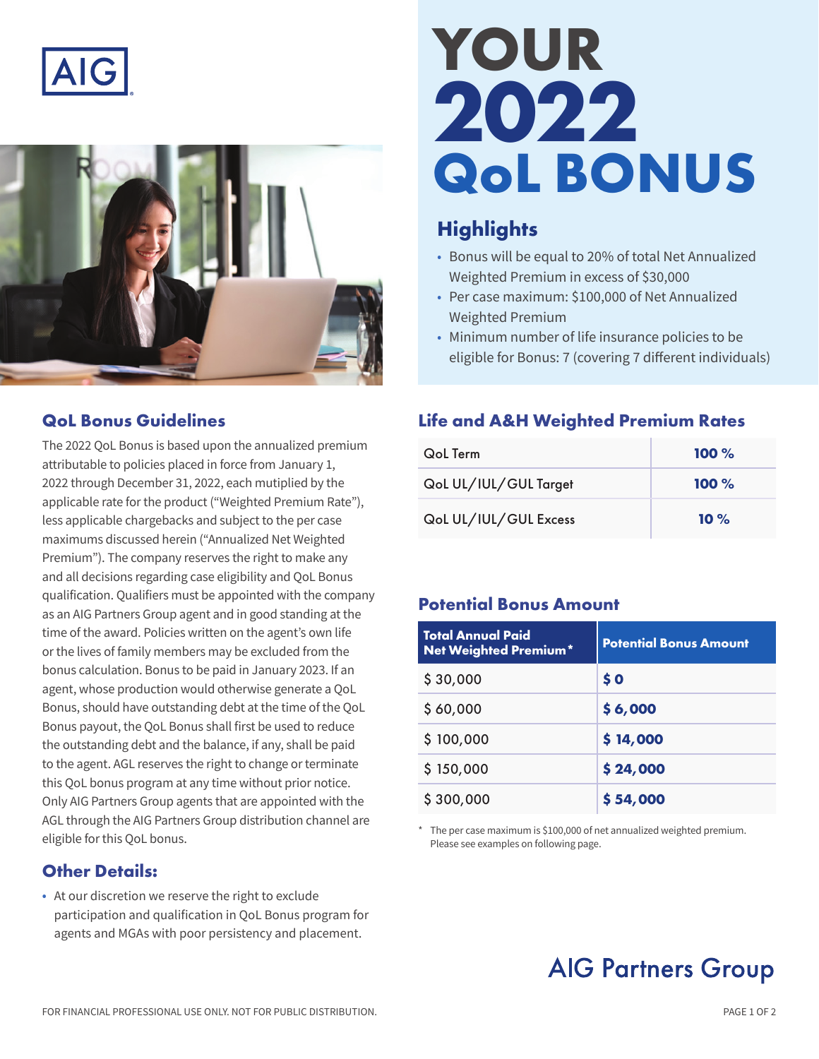AIG

# YOUR 2022 QoL BONUS

## Highlights

- Bonus will be equal to 20% of total Net Annualized Weighted Premium in excess of $30,000
- Per case maximum: $100,000 of Net Annualized Weighted Premium
- Minimum number of life insurance policies to be eligible for Bonus: 7 (covering 7 different individuals)

## QoL Bonus Guidelines

The 2022 QoL Bonus is based upon the annualized premium attributable to policies placed in force from January 1, 2022 through December 31, 2022, each mutiplied by the applicable rate for the product ("Weighted Premium Rate"), less applicable chargebacks and subject to the per case maximums discussed herein ("Annualized Net Weighted Premium"). The company reserves the right to make any and all decisions regarding case eligibility and QoL Bonus qualification. Qualifiers must be appointed with the company as an AIG Partners Group agent and in good standing at the time of the award. Policies written on the agent's own life or the lives of family members may be excluded from the bonus calculation. Bonus to be paid in January 2023. If an agent, whose production would otherwise generate a QoL Bonus, should have outstanding debt at the time of the QoL Bonus payout, the QoL Bonus shall first be used to reduce the outstanding debt and the balance, if any, shall be paid to the agent. AGL reserves the right to change or terminate this QoL bonus program at any time without prior notice. Only AIG Partners Group agents that are appointed with the AGL through the AIG Partners Group distribution channel are eligible for this QoL bonus.

## Other Details:

- At our discretion we reserve the right to exclude participation and qualification in QoL Bonus program for agents and MGAs with poor persistency and placement.

## Life and A&H Weighted Premium Rates

| | |
|---|---|
| QoL Term | **100 %** |
| QoL UL/IUL/GUL Target | **100 %** |
| QoL UL/IUL/GUL Excess | **10 %** |

## Potential Bonus Amount

| Total Annual Paid Net Weighted Premium* | Potential Bonus Amount |
|---|---|
| $ 30,000 | **$ 0** |
| $ 60,000 | **$ 6,000** |
| $ 100,000 | **$ 14,000** |
| $ 150,000 | **$ 24,000** |
| $ 300,000 | **$ 54,000** |

\* The per case maximum is $100,000 of net annualized weighted premium. Please see examples on following page.

AIG Partners Group

FOR FINANCIAL PROFESSIONAL USE ONLY. NOT FOR PUBLIC DISTRIBUTION.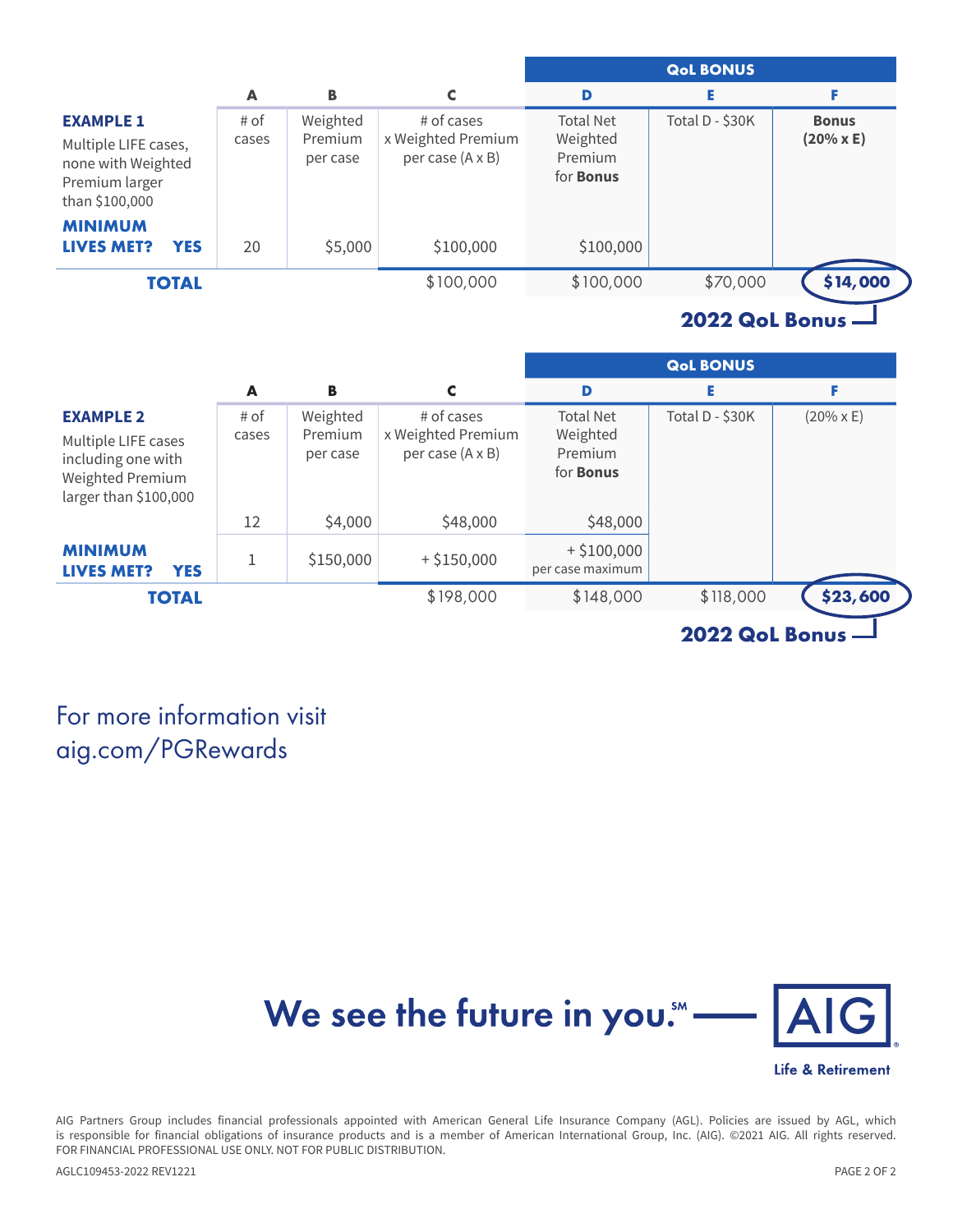| | A | B | C | QoL BONUS D | E | F |
|---|---|---|---|---|---|---|
| **EXAMPLE 1** Multiple LIFE cases, none with Weighted Premium larger than $100,000 | # of cases | Weighted Premium per case | # of cases x Weighted Premium per case (A x B) | Total Net Weighted Premium for **Bonus** | Total D - $30K | **Bonus (20% x E)** |
| **MINIMUM LIVES MET? YES** | 20 | $5,000 | $100,000 | $100,000 | | |
| **TOTAL** | | | $100,000 | $100,000 | $70,000 | **$14,000** |

**2022 QoL Bonus**

| | A | B | C | QoL BONUS D | E | F |
|---|---|---|---|---|---|---|
| **EXAMPLE 2** Multiple LIFE cases including one with Weighted Premium larger than $100,000 | # of cases | Weighted Premium per case | # of cases x Weighted Premium per case (A x B) | Total Net Weighted Premium for **Bonus** | Total D - $30K | (20% x E) |
| | 12 | $4,000 | $48,000 | $48,000 | | |
| **MINIMUM LIVES MET? YES** | 1 | $150,000 | + $150,000 | + $100,000 per case maximum | | |
| **TOTAL** | | | $198,000 | $148,000 | $118,000 | **$23,600** |

**2022 QoL Bonus**

For more information visit aig.com/PGRewards

We see the future in you.SM

AIG Life & Retirement

AIG Partners Group includes financial professionals appointed with American General Life Insurance Company (AGL). Policies are issued by AGL, which is responsible for financial obligations of insurance products and is a member of American International Group, Inc. (AIG). ©2021 AIG. All rights reserved. FOR FINANCIAL PROFESSIONAL USE ONLY. NOT FOR PUBLIC DISTRIBUTION.

AGLC109453-2022 REV1221